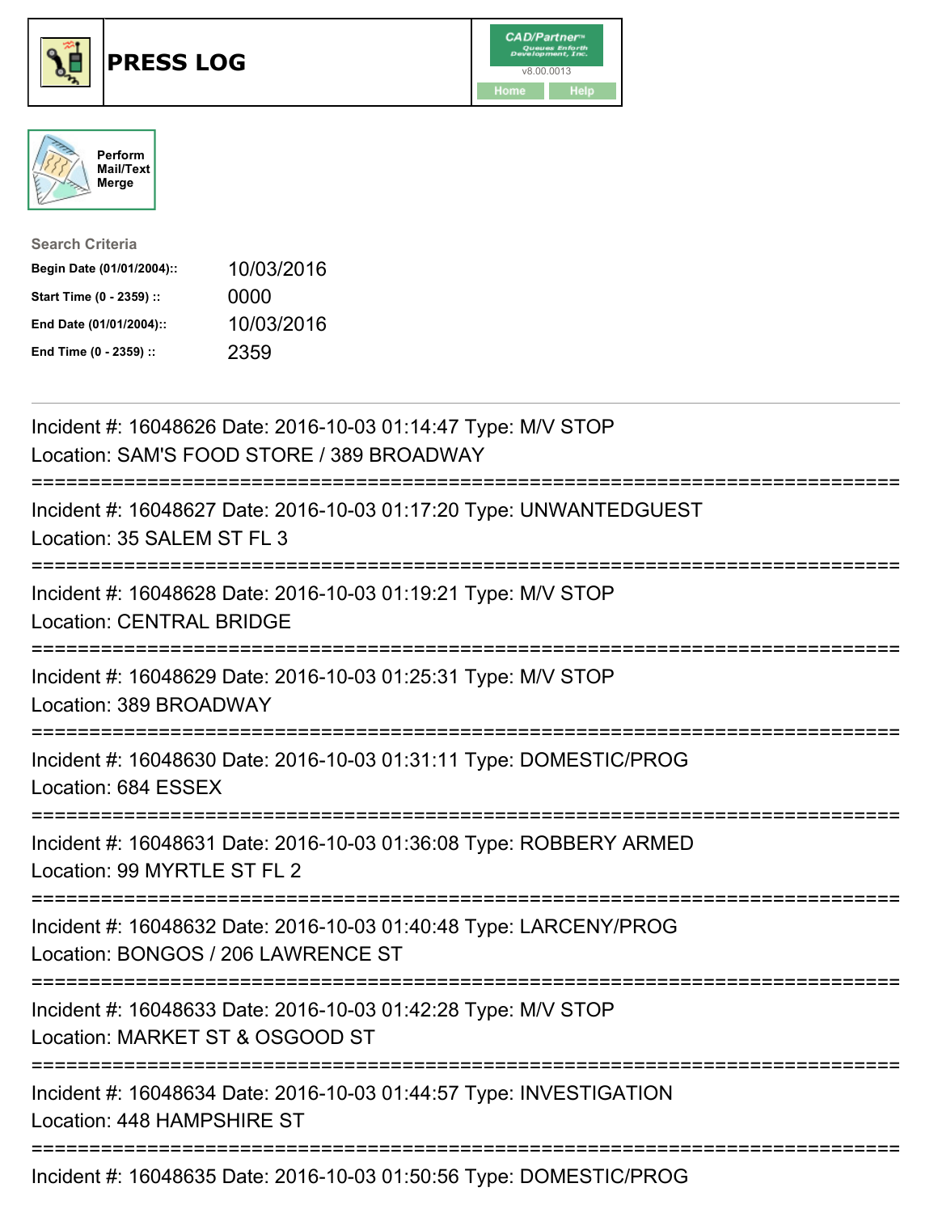# PRESS LOG

CAD/Partner™
v8.00.0013
Home Help

Perform Mail/Text Merge

**Search Criteria**

| | |
|---|---|
| **Begin Date (01/01/2004)::** | 10/03/2016 |
| **Start Time (0 - 2359) ::** | 0000 |
| **End Date (01/01/2004)::** | 10/03/2016 |
| **End Time (0 - 2359) ::** | 2359 |

---

Incident #: 16048626 Date: 2016-10-03 01:14:47 Type: M/V STOP
Location: SAM'S FOOD STORE / 389 BROADWAY

===========================================================================

Incident #: 16048627 Date: 2016-10-03 01:17:20 Type: UNWANTEDGUEST
Location: 35 SALEM ST FL 3

===========================================================================

Incident #: 16048628 Date: 2016-10-03 01:19:21 Type: M/V STOP
Location: CENTRAL BRIDGE

===========================================================================

Incident #: 16048629 Date: 2016-10-03 01:25:31 Type: M/V STOP
Location: 389 BROADWAY

===========================================================================

Incident #: 16048630 Date: 2016-10-03 01:31:11 Type: DOMESTIC/PROG
Location: 684 ESSEX

===========================================================================

Incident #: 16048631 Date: 2016-10-03 01:36:08 Type: ROBBERY ARMED
Location: 99 MYRTLE ST FL 2

===========================================================================

Incident #: 16048632 Date: 2016-10-03 01:40:48 Type: LARCENY/PROG
Location: BONGOS / 206 LAWRENCE ST

===========================================================================

Incident #: 16048633 Date: 2016-10-03 01:42:28 Type: M/V STOP
Location: MARKET ST & OSGOOD ST

===========================================================================

Incident #: 16048634 Date: 2016-10-03 01:44:57 Type: INVESTIGATION
Location: 448 HAMPSHIRE ST

===========================================================================

Incident #: 16048635 Date: 2016-10-03 01:50:56 Type: DOMESTIC/PROG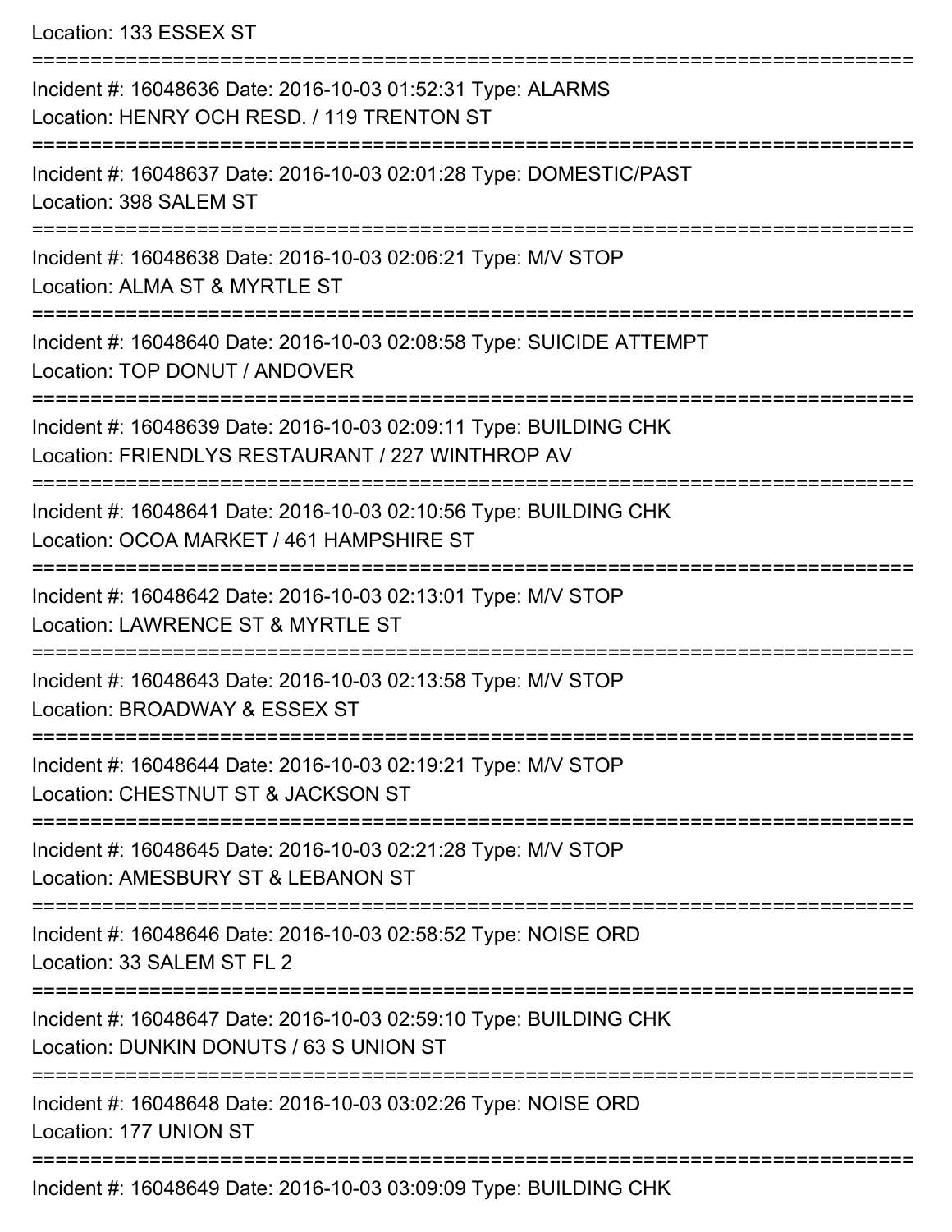Location: 133 ESSEX ST

===========================================================================

Incident #: 16048636 Date: 2016-10-03 01:52:31 Type: ALARMS
Location: HENRY OCH RESD. / 119 TRENTON ST

===========================================================================

Incident #: 16048637 Date: 2016-10-03 02:01:28 Type: DOMESTIC/PAST
Location: 398 SALEM ST

===========================================================================

Incident #: 16048638 Date: 2016-10-03 02:06:21 Type: M/V STOP
Location: ALMA ST & MYRTLE ST

===========================================================================

Incident #: 16048640 Date: 2016-10-03 02:08:58 Type: SUICIDE ATTEMPT
Location: TOP DONUT / ANDOVER

===========================================================================

Incident #: 16048639 Date: 2016-10-03 02:09:11 Type: BUILDING CHK
Location: FRIENDLYS RESTAURANT / 227 WINTHROP AV

===========================================================================

Incident #: 16048641 Date: 2016-10-03 02:10:56 Type: BUILDING CHK
Location: OCOA MARKET / 461 HAMPSHIRE ST

===========================================================================

Incident #: 16048642 Date: 2016-10-03 02:13:01 Type: M/V STOP
Location: LAWRENCE ST & MYRTLE ST

===========================================================================

Incident #: 16048643 Date: 2016-10-03 02:13:58 Type: M/V STOP
Location: BROADWAY & ESSEX ST

===========================================================================

Incident #: 16048644 Date: 2016-10-03 02:19:21 Type: M/V STOP
Location: CHESTNUT ST & JACKSON ST

===========================================================================

Incident #: 16048645 Date: 2016-10-03 02:21:28 Type: M/V STOP
Location: AMESBURY ST & LEBANON ST

===========================================================================

Incident #: 16048646 Date: 2016-10-03 02:58:52 Type: NOISE ORD
Location: 33 SALEM ST FL 2

===========================================================================

Incident #: 16048647 Date: 2016-10-03 02:59:10 Type: BUILDING CHK
Location: DUNKIN DONUTS / 63 S UNION ST

===========================================================================

Incident #: 16048648 Date: 2016-10-03 03:02:26 Type: NOISE ORD
Location: 177 UNION ST

===========================================================================

Incident #: 16048649 Date: 2016-10-03 03:09:09 Type: BUILDING CHK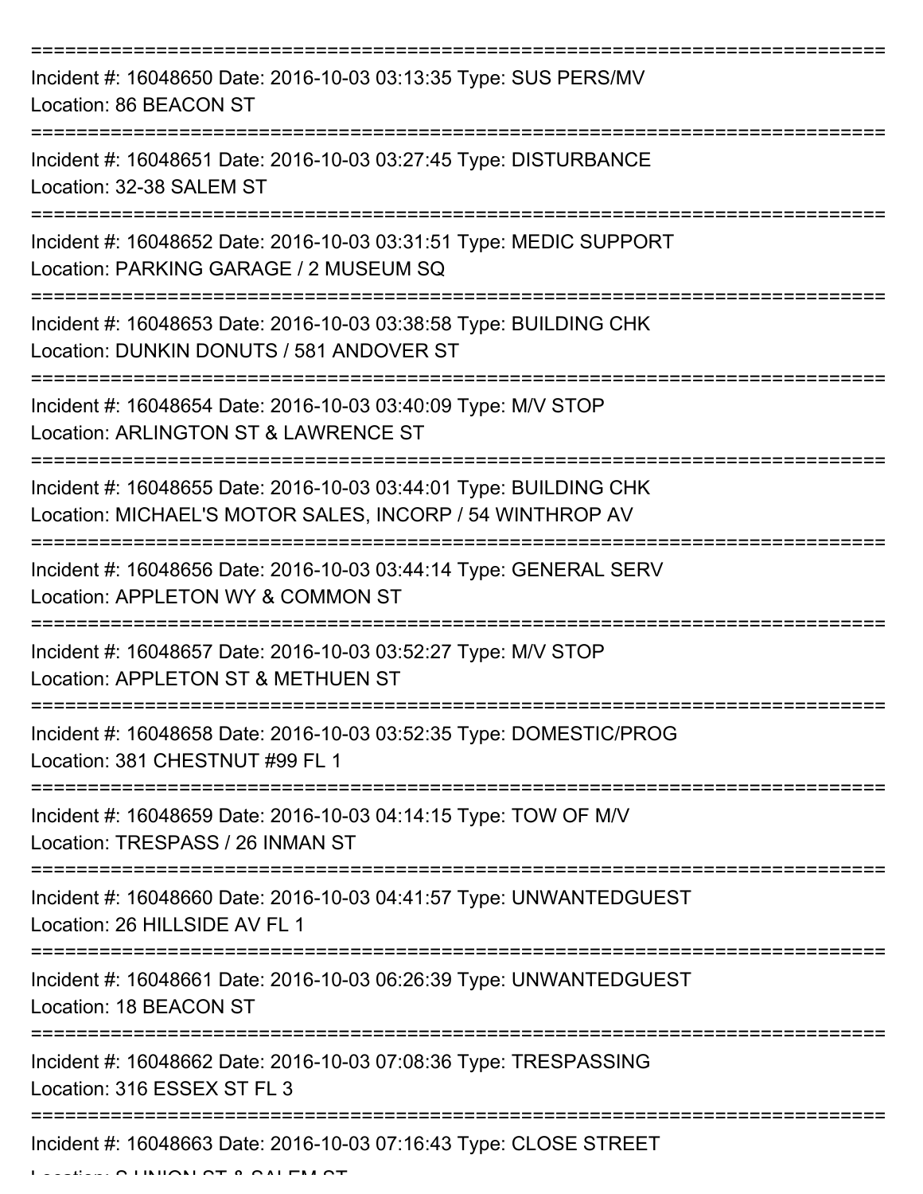===========================================================================

Incident #: 16048650 Date: 2016-10-03 03:13:35 Type: SUS PERS/MV
Location: 86 BEACON ST

===========================================================================

Incident #: 16048651 Date: 2016-10-03 03:27:45 Type: DISTURBANCE
Location: 32-38 SALEM ST

===========================================================================

Incident #: 16048652 Date: 2016-10-03 03:31:51 Type: MEDIC SUPPORT
Location: PARKING GARAGE / 2 MUSEUM SQ

===========================================================================

Incident #: 16048653 Date: 2016-10-03 03:38:58 Type: BUILDING CHK
Location: DUNKIN DONUTS / 581 ANDOVER ST

===========================================================================

Incident #: 16048654 Date: 2016-10-03 03:40:09 Type: M/V STOP
Location: ARLINGTON ST & LAWRENCE ST

===========================================================================

Incident #: 16048655 Date: 2016-10-03 03:44:01 Type: BUILDING CHK
Location: MICHAEL'S MOTOR SALES, INCORP / 54 WINTHROP AV

===========================================================================

Incident #: 16048656 Date: 2016-10-03 03:44:14 Type: GENERAL SERV
Location: APPLETON WY & COMMON ST

===========================================================================

Incident #: 16048657 Date: 2016-10-03 03:52:27 Type: M/V STOP
Location: APPLETON ST & METHUEN ST

===========================================================================

Incident #: 16048658 Date: 2016-10-03 03:52:35 Type: DOMESTIC/PROG
Location: 381 CHESTNUT #99 FL 1

===========================================================================

Incident #: 16048659 Date: 2016-10-03 04:14:15 Type: TOW OF M/V
Location: TRESPASS / 26 INMAN ST

===========================================================================

Incident #: 16048660 Date: 2016-10-03 04:41:57 Type: UNWANTEDGUEST
Location: 26 HILLSIDE AV FL 1

===========================================================================

Incident #: 16048661 Date: 2016-10-03 06:26:39 Type: UNWANTEDGUEST
Location: 18 BEACON ST

===========================================================================

Incident #: 16048662 Date: 2016-10-03 07:08:36 Type: TRESPASSING
Location: 316 ESSEX ST FL 3

===========================================================================

Incident #: 16048663 Date: 2016-10-03 07:16:43 Type: CLOSE STREET
Location: S UNION ST & SALEM ST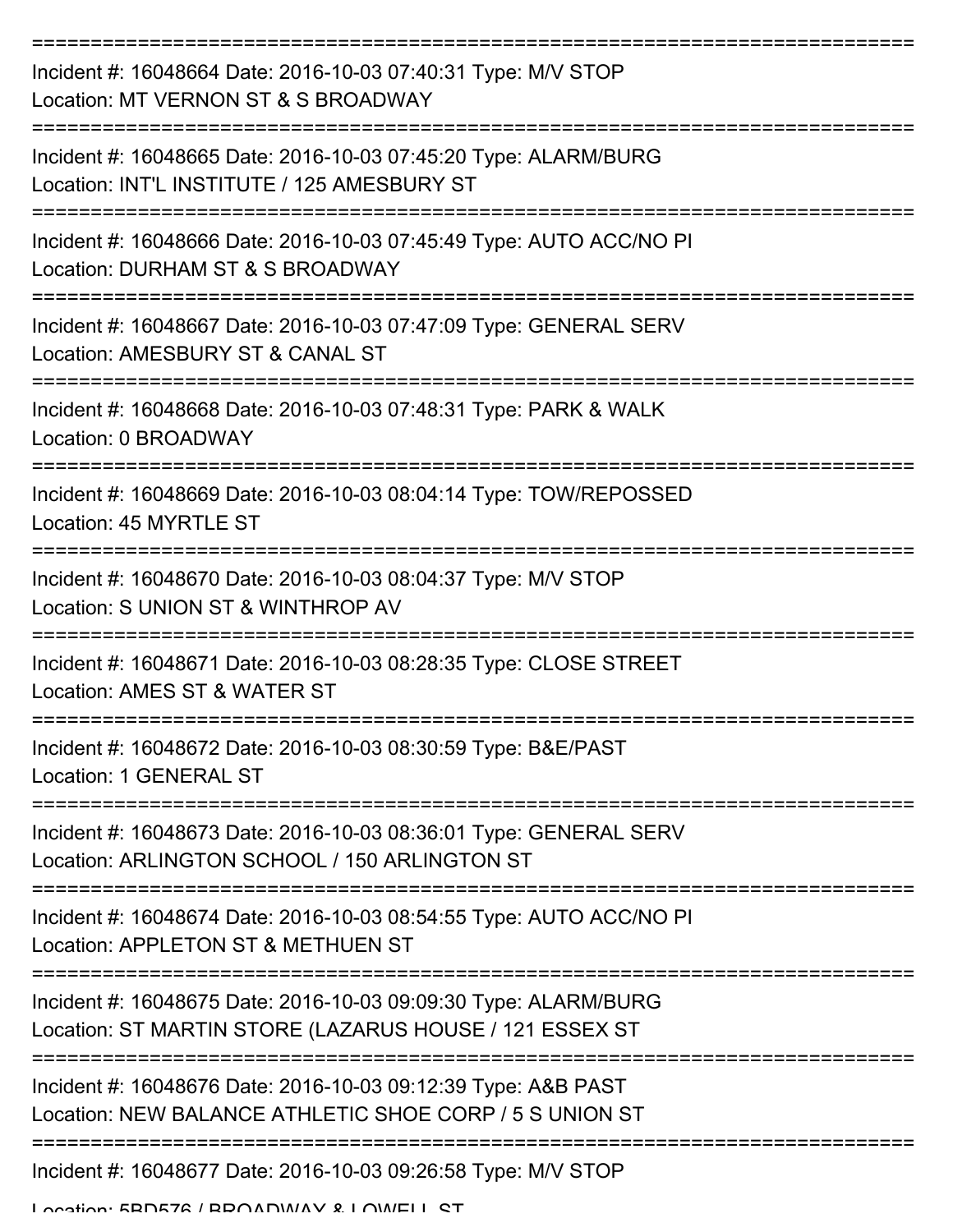===========================================================================

Incident #: 16048664 Date: 2016-10-03 07:40:31 Type: M/V STOP
Location: MT VERNON ST & S BROADWAY

===========================================================================

Incident #: 16048665 Date: 2016-10-03 07:45:20 Type: ALARM/BURG
Location: INT'L INSTITUTE / 125 AMESBURY ST

===========================================================================

Incident #: 16048666 Date: 2016-10-03 07:45:49 Type: AUTO ACC/NO PI
Location: DURHAM ST & S BROADWAY

===========================================================================

Incident #: 16048667 Date: 2016-10-03 07:47:09 Type: GENERAL SERV
Location: AMESBURY ST & CANAL ST

===========================================================================

Incident #: 16048668 Date: 2016-10-03 07:48:31 Type: PARK & WALK
Location: 0 BROADWAY

===========================================================================

Incident #: 16048669 Date: 2016-10-03 08:04:14 Type: TOW/REPOSSED
Location: 45 MYRTLE ST

===========================================================================

Incident #: 16048670 Date: 2016-10-03 08:04:37 Type: M/V STOP
Location: S UNION ST & WINTHROP AV

===========================================================================

Incident #: 16048671 Date: 2016-10-03 08:28:35 Type: CLOSE STREET
Location: AMES ST & WATER ST

===========================================================================

Incident #: 16048672 Date: 2016-10-03 08:30:59 Type: B&E/PAST
Location: 1 GENERAL ST

===========================================================================

Incident #: 16048673 Date: 2016-10-03 08:36:01 Type: GENERAL SERV
Location: ARLINGTON SCHOOL / 150 ARLINGTON ST

===========================================================================

Incident #: 16048674 Date: 2016-10-03 08:54:55 Type: AUTO ACC/NO PI
Location: APPLETON ST & METHUEN ST

===========================================================================

Incident #: 16048675 Date: 2016-10-03 09:09:30 Type: ALARM/BURG
Location: ST MARTIN STORE (LAZARUS HOUSE / 121 ESSEX ST

===========================================================================

Incident #: 16048676 Date: 2016-10-03 09:12:39 Type: A&B PAST
Location: NEW BALANCE ATHLETIC SHOE CORP / 5 S UNION ST

===========================================================================

Incident #: 16048677 Date: 2016-10-03 09:26:58 Type: M/V STOP
Location: 5BD576 / BROADWAY & LOWELL ST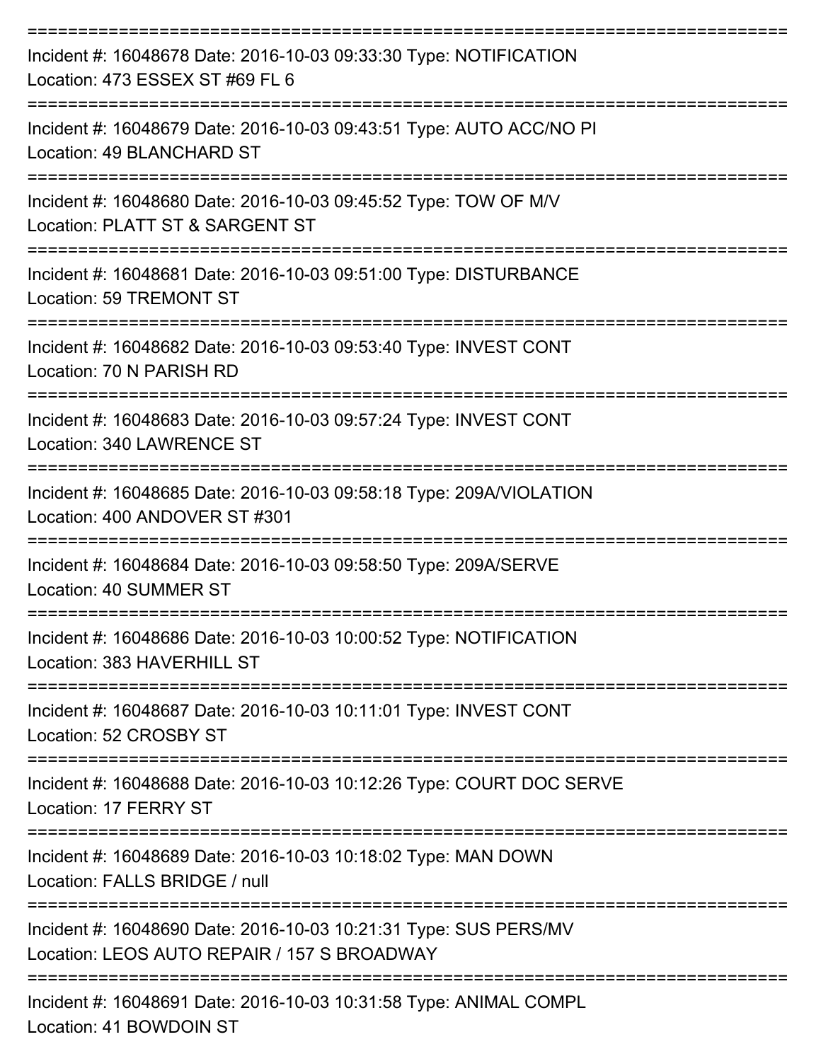===========================================================================

Incident #: 16048678 Date: 2016-10-03 09:33:30 Type: NOTIFICATION
Location: 473 ESSEX ST #69 FL 6

===========================================================================

Incident #: 16048679 Date: 2016-10-03 09:43:51 Type: AUTO ACC/NO PI
Location: 49 BLANCHARD ST

===========================================================================

Incident #: 16048680 Date: 2016-10-03 09:45:52 Type: TOW OF M/V
Location: PLATT ST & SARGENT ST

===========================================================================

Incident #: 16048681 Date: 2016-10-03 09:51:00 Type: DISTURBANCE
Location: 59 TREMONT ST

===========================================================================

Incident #: 16048682 Date: 2016-10-03 09:53:40 Type: INVEST CONT
Location: 70 N PARISH RD

===========================================================================

Incident #: 16048683 Date: 2016-10-03 09:57:24 Type: INVEST CONT
Location: 340 LAWRENCE ST

===========================================================================

Incident #: 16048685 Date: 2016-10-03 09:58:18 Type: 209A/VIOLATION
Location: 400 ANDOVER ST #301

===========================================================================

Incident #: 16048684 Date: 2016-10-03 09:58:50 Type: 209A/SERVE
Location: 40 SUMMER ST

===========================================================================

Incident #: 16048686 Date: 2016-10-03 10:00:52 Type: NOTIFICATION
Location: 383 HAVERHILL ST

===========================================================================

Incident #: 16048687 Date: 2016-10-03 10:11:01 Type: INVEST CONT
Location: 52 CROSBY ST

===========================================================================

Incident #: 16048688 Date: 2016-10-03 10:12:26 Type: COURT DOC SERVE
Location: 17 FERRY ST

===========================================================================

Incident #: 16048689 Date: 2016-10-03 10:18:02 Type: MAN DOWN
Location: FALLS BRIDGE / null

===========================================================================

Incident #: 16048690 Date: 2016-10-03 10:21:31 Type: SUS PERS/MV
Location: LEOS AUTO REPAIR / 157 S BROADWAY

===========================================================================

Incident #: 16048691 Date: 2016-10-03 10:31:58 Type: ANIMAL COMPL
Location: 41 BOWDOIN ST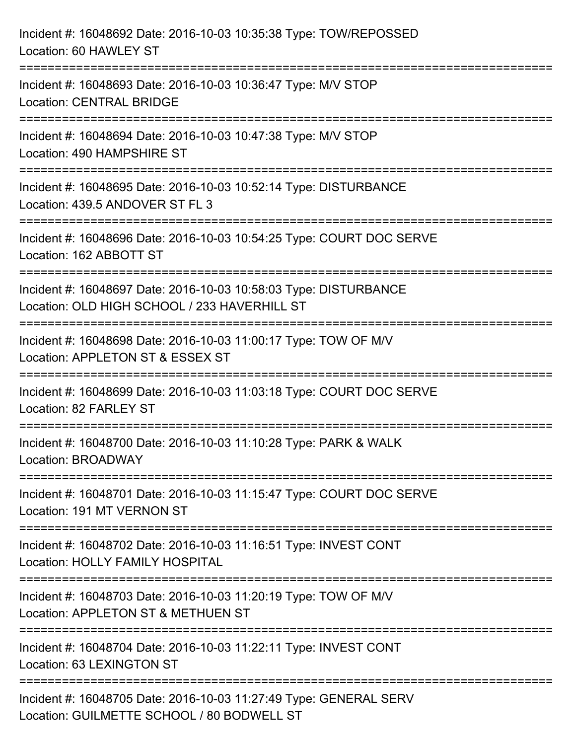Incident #: 16048692 Date: 2016-10-03 10:35:38 Type: TOW/REPOSSED
Location: 60 HAWLEY ST

===========================================================================

Incident #: 16048693 Date: 2016-10-03 10:36:47 Type: M/V STOP
Location: CENTRAL BRIDGE

===========================================================================

Incident #: 16048694 Date: 2016-10-03 10:47:38 Type: M/V STOP
Location: 490 HAMPSHIRE ST

===========================================================================

Incident #: 16048695 Date: 2016-10-03 10:52:14 Type: DISTURBANCE
Location: 439.5 ANDOVER ST FL 3

===========================================================================

Incident #: 16048696 Date: 2016-10-03 10:54:25 Type: COURT DOC SERVE
Location: 162 ABBOTT ST

===========================================================================

Incident #: 16048697 Date: 2016-10-03 10:58:03 Type: DISTURBANCE
Location: OLD HIGH SCHOOL / 233 HAVERHILL ST

===========================================================================

Incident #: 16048698 Date: 2016-10-03 11:00:17 Type: TOW OF M/V
Location: APPLETON ST & ESSEX ST

===========================================================================

Incident #: 16048699 Date: 2016-10-03 11:03:18 Type: COURT DOC SERVE
Location: 82 FARLEY ST

===========================================================================

Incident #: 16048700 Date: 2016-10-03 11:10:28 Type: PARK & WALK
Location: BROADWAY

===========================================================================

Incident #: 16048701 Date: 2016-10-03 11:15:47 Type: COURT DOC SERVE
Location: 191 MT VERNON ST

===========================================================================

Incident #: 16048702 Date: 2016-10-03 11:16:51 Type: INVEST CONT
Location: HOLLY FAMILY HOSPITAL

===========================================================================

Incident #: 16048703 Date: 2016-10-03 11:20:19 Type: TOW OF M/V
Location: APPLETON ST & METHUEN ST

===========================================================================

Incident #: 16048704 Date: 2016-10-03 11:22:11 Type: INVEST CONT
Location: 63 LEXINGTON ST

===========================================================================

Incident #: 16048705 Date: 2016-10-03 11:27:49 Type: GENERAL SERV
Location: GUILMETTE SCHOOL / 80 BODWELL ST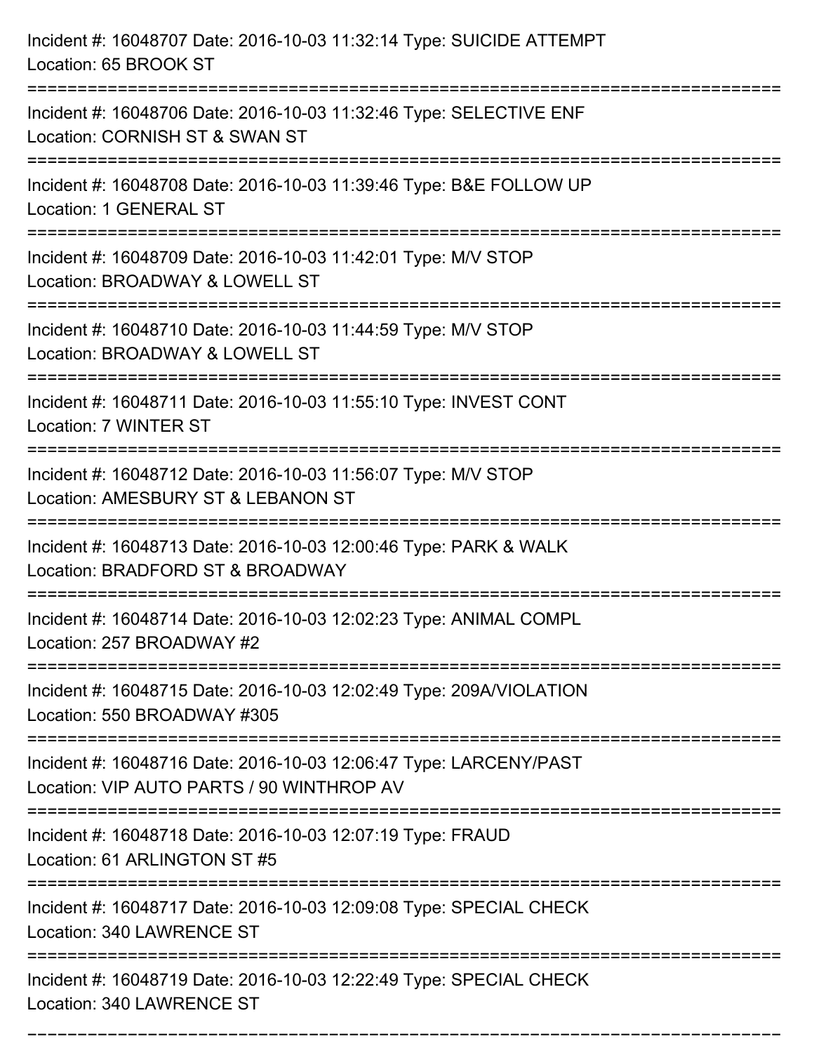Incident #: 16048707 Date: 2016-10-03 11:32:14 Type: SUICIDE ATTEMPT
Location: 65 BROOK ST

===========================================================================

Incident #: 16048706 Date: 2016-10-03 11:32:46 Type: SELECTIVE ENF
Location: CORNISH ST & SWAN ST

===========================================================================

Incident #: 16048708 Date: 2016-10-03 11:39:46 Type: B&E FOLLOW UP
Location: 1 GENERAL ST

===========================================================================

Incident #: 16048709 Date: 2016-10-03 11:42:01 Type: M/V STOP
Location: BROADWAY & LOWELL ST

===========================================================================

Incident #: 16048710 Date: 2016-10-03 11:44:59 Type: M/V STOP
Location: BROADWAY & LOWELL ST

===========================================================================

Incident #: 16048711 Date: 2016-10-03 11:55:10 Type: INVEST CONT
Location: 7 WINTER ST

===========================================================================

Incident #: 16048712 Date: 2016-10-03 11:56:07 Type: M/V STOP
Location: AMESBURY ST & LEBANON ST

===========================================================================

Incident #: 16048713 Date: 2016-10-03 12:00:46 Type: PARK & WALK
Location: BRADFORD ST & BROADWAY

===========================================================================

Incident #: 16048714 Date: 2016-10-03 12:02:23 Type: ANIMAL COMPL
Location: 257 BROADWAY #2

===========================================================================

Incident #: 16048715 Date: 2016-10-03 12:02:49 Type: 209A/VIOLATION
Location: 550 BROADWAY #305

===========================================================================

Incident #: 16048716 Date: 2016-10-03 12:06:47 Type: LARCENY/PAST
Location: VIP AUTO PARTS / 90 WINTHROP AV

===========================================================================

Incident #: 16048718 Date: 2016-10-03 12:07:19 Type: FRAUD
Location: 61 ARLINGTON ST #5

===========================================================================

Incident #: 16048717 Date: 2016-10-03 12:09:08 Type: SPECIAL CHECK
Location: 340 LAWRENCE ST

===========================================================================

Incident #: 16048719 Date: 2016-10-03 12:22:49 Type: SPECIAL CHECK
Location: 340 LAWRENCE ST

===========================================================================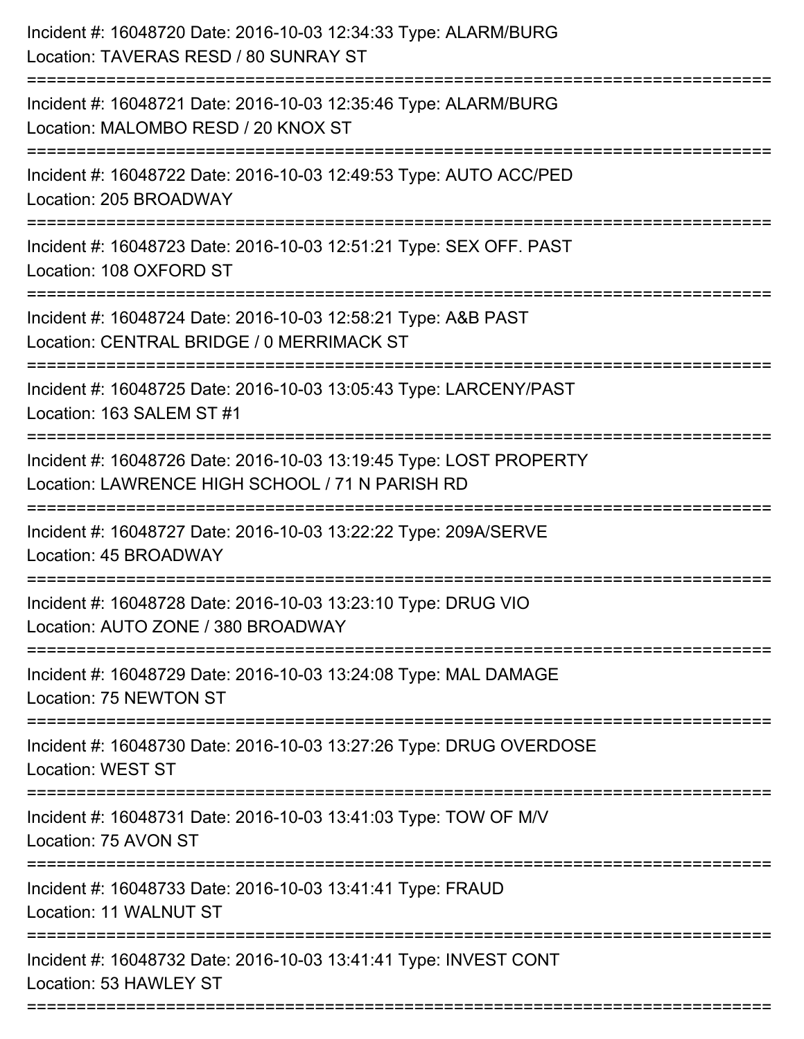Incident #: 16048720 Date: 2016-10-03 12:34:33 Type: ALARM/BURG
Location: TAVERAS RESD / 80 SUNRAY ST

===========================================================================

Incident #: 16048721 Date: 2016-10-03 12:35:46 Type: ALARM/BURG
Location: MALOMBO RESD / 20 KNOX ST

===========================================================================

Incident #: 16048722 Date: 2016-10-03 12:49:53 Type: AUTO ACC/PED
Location: 205 BROADWAY

===========================================================================

Incident #: 16048723 Date: 2016-10-03 12:51:21 Type: SEX OFF. PAST
Location: 108 OXFORD ST

===========================================================================

Incident #: 16048724 Date: 2016-10-03 12:58:21 Type: A&B PAST
Location: CENTRAL BRIDGE / 0 MERRIMACK ST

===========================================================================

Incident #: 16048725 Date: 2016-10-03 13:05:43 Type: LARCENY/PAST
Location: 163 SALEM ST #1

===========================================================================

Incident #: 16048726 Date: 2016-10-03 13:19:45 Type: LOST PROPERTY
Location: LAWRENCE HIGH SCHOOL / 71 N PARISH RD

===========================================================================

Incident #: 16048727 Date: 2016-10-03 13:22:22 Type: 209A/SERVE
Location: 45 BROADWAY

===========================================================================

Incident #: 16048728 Date: 2016-10-03 13:23:10 Type: DRUG VIO
Location: AUTO ZONE / 380 BROADWAY

===========================================================================

Incident #: 16048729 Date: 2016-10-03 13:24:08 Type: MAL DAMAGE
Location: 75 NEWTON ST

===========================================================================

Incident #: 16048730 Date: 2016-10-03 13:27:26 Type: DRUG OVERDOSE
Location: WEST ST

===========================================================================

Incident #: 16048731 Date: 2016-10-03 13:41:03 Type: TOW OF M/V
Location: 75 AVON ST

===========================================================================

Incident #: 16048733 Date: 2016-10-03 13:41:41 Type: FRAUD
Location: 11 WALNUT ST

===========================================================================

Incident #: 16048732 Date: 2016-10-03 13:41:41 Type: INVEST CONT
Location: 53 HAWLEY ST

===========================================================================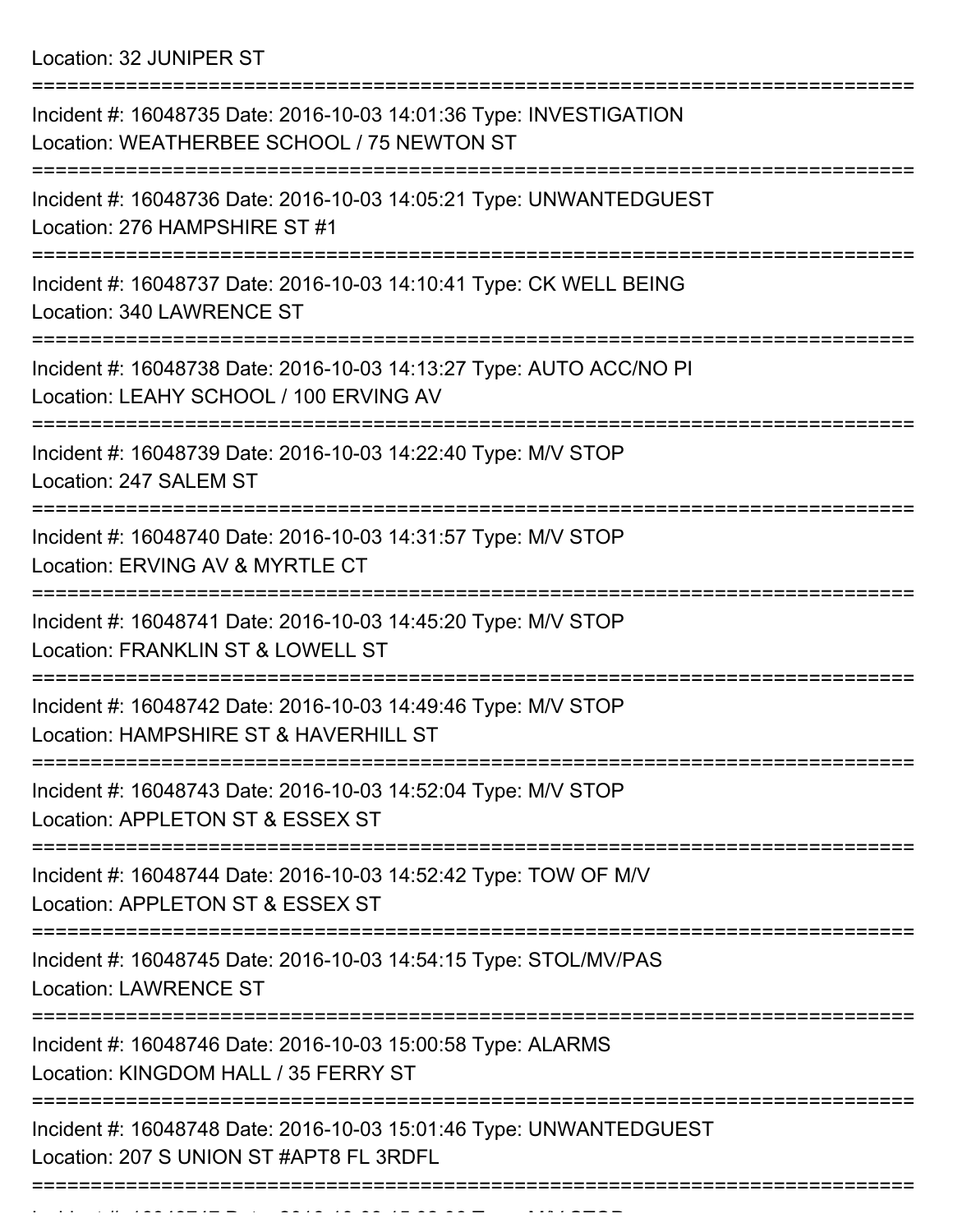Location: 32 JUNIPER ST

===========================================================================

Incident #: 16048735 Date: 2016-10-03 14:01:36 Type: INVESTIGATION
Location: WEATHERBEE SCHOOL / 75 NEWTON ST

===========================================================================

Incident #: 16048736 Date: 2016-10-03 14:05:21 Type: UNWANTEDGUEST
Location: 276 HAMPSHIRE ST #1

===========================================================================

Incident #: 16048737 Date: 2016-10-03 14:10:41 Type: CK WELL BEING
Location: 340 LAWRENCE ST

===========================================================================

Incident #: 16048738 Date: 2016-10-03 14:13:27 Type: AUTO ACC/NO PI
Location: LEAHY SCHOOL / 100 ERVING AV

===========================================================================

Incident #: 16048739 Date: 2016-10-03 14:22:40 Type: M/V STOP
Location: 247 SALEM ST

===========================================================================

Incident #: 16048740 Date: 2016-10-03 14:31:57 Type: M/V STOP
Location: ERVING AV & MYRTLE CT

===========================================================================

Incident #: 16048741 Date: 2016-10-03 14:45:20 Type: M/V STOP
Location: FRANKLIN ST & LOWELL ST

===========================================================================

Incident #: 16048742 Date: 2016-10-03 14:49:46 Type: M/V STOP
Location: HAMPSHIRE ST & HAVERHILL ST

===========================================================================

Incident #: 16048743 Date: 2016-10-03 14:52:04 Type: M/V STOP
Location: APPLETON ST & ESSEX ST

===========================================================================

Incident #: 16048744 Date: 2016-10-03 14:52:42 Type: TOW OF M/V
Location: APPLETON ST & ESSEX ST

===========================================================================

Incident #: 16048745 Date: 2016-10-03 14:54:15 Type: STOL/MV/PAS
Location: LAWRENCE ST

===========================================================================

Incident #: 16048746 Date: 2016-10-03 15:00:58 Type: ALARMS
Location: KINGDOM HALL / 35 FERRY ST

===========================================================================

Incident #: 16048748 Date: 2016-10-03 15:01:46 Type: UNWANTEDGUEST
Location: 207 S UNION ST #APT8 FL 3RDFL

===========================================================================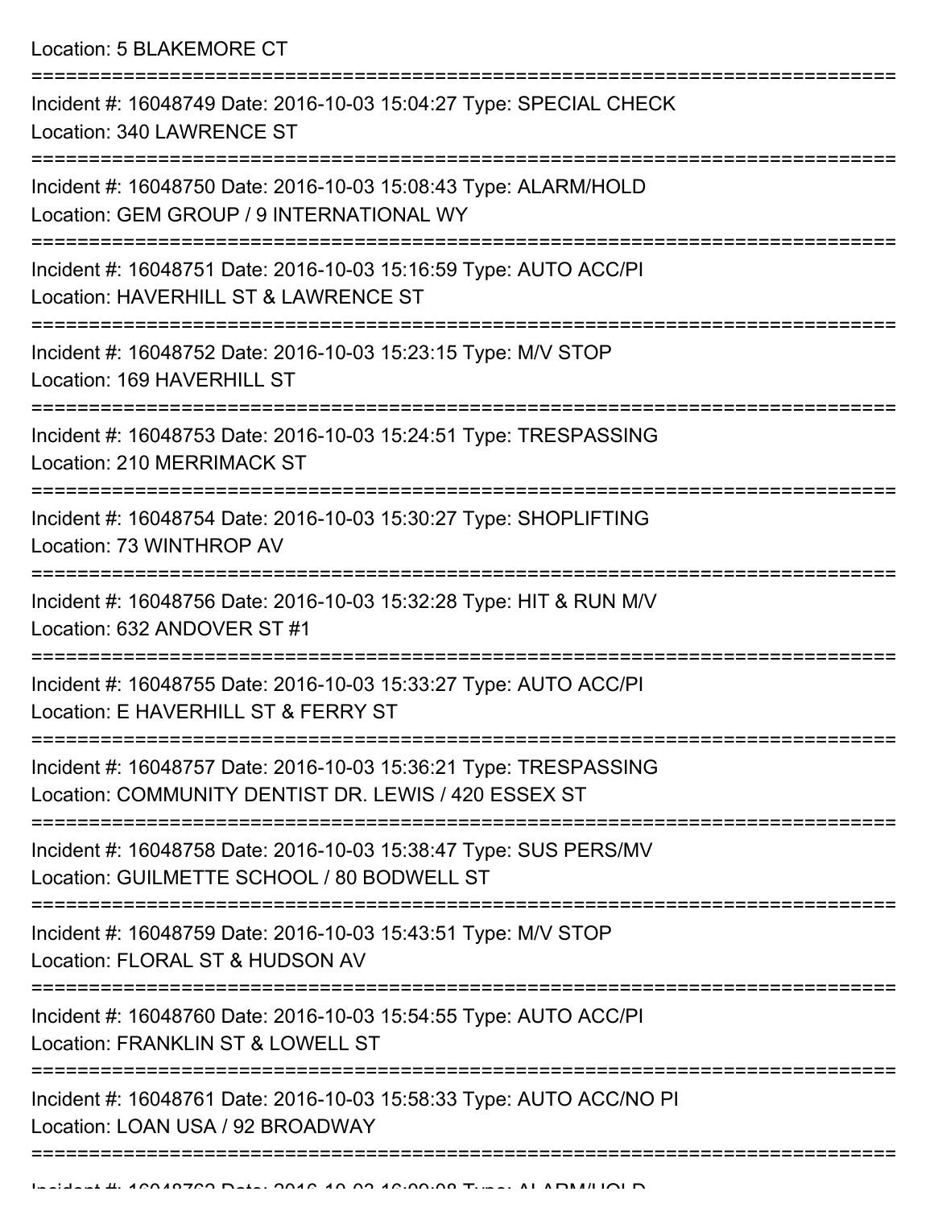Location: 5 BLAKEMORE CT

===========================================================================

Incident #: 16048749 Date: 2016-10-03 15:04:27 Type: SPECIAL CHECK
Location: 340 LAWRENCE ST

===========================================================================

Incident #: 16048750 Date: 2016-10-03 15:08:43 Type: ALARM/HOLD
Location: GEM GROUP / 9 INTERNATIONAL WY

===========================================================================

Incident #: 16048751 Date: 2016-10-03 15:16:59 Type: AUTO ACC/PI
Location: HAVERHILL ST & LAWRENCE ST

===========================================================================

Incident #: 16048752 Date: 2016-10-03 15:23:15 Type: M/V STOP
Location: 169 HAVERHILL ST

===========================================================================

Incident #: 16048753 Date: 2016-10-03 15:24:51 Type: TRESPASSING
Location: 210 MERRIMACK ST

===========================================================================

Incident #: 16048754 Date: 2016-10-03 15:30:27 Type: SHOPLIFTING
Location: 73 WINTHROP AV

===========================================================================

Incident #: 16048756 Date: 2016-10-03 15:32:28 Type: HIT & RUN M/V
Location: 632 ANDOVER ST #1

===========================================================================

Incident #: 16048755 Date: 2016-10-03 15:33:27 Type: AUTO ACC/PI
Location: E HAVERHILL ST & FERRY ST

===========================================================================

Incident #: 16048757 Date: 2016-10-03 15:36:21 Type: TRESPASSING
Location: COMMUNITY DENTIST DR. LEWIS / 420 ESSEX ST

===========================================================================

Incident #: 16048758 Date: 2016-10-03 15:38:47 Type: SUS PERS/MV
Location: GUILMETTE SCHOOL / 80 BODWELL ST

===========================================================================

Incident #: 16048759 Date: 2016-10-03 15:43:51 Type: M/V STOP
Location: FLORAL ST & HUDSON AV

===========================================================================

Incident #: 16048760 Date: 2016-10-03 15:54:55 Type: AUTO ACC/PI
Location: FRANKLIN ST & LOWELL ST

===========================================================================

Incident #: 16048761 Date: 2016-10-03 15:58:33 Type: AUTO ACC/NO PI
Location: LOAN USA / 92 BROADWAY

===========================================================================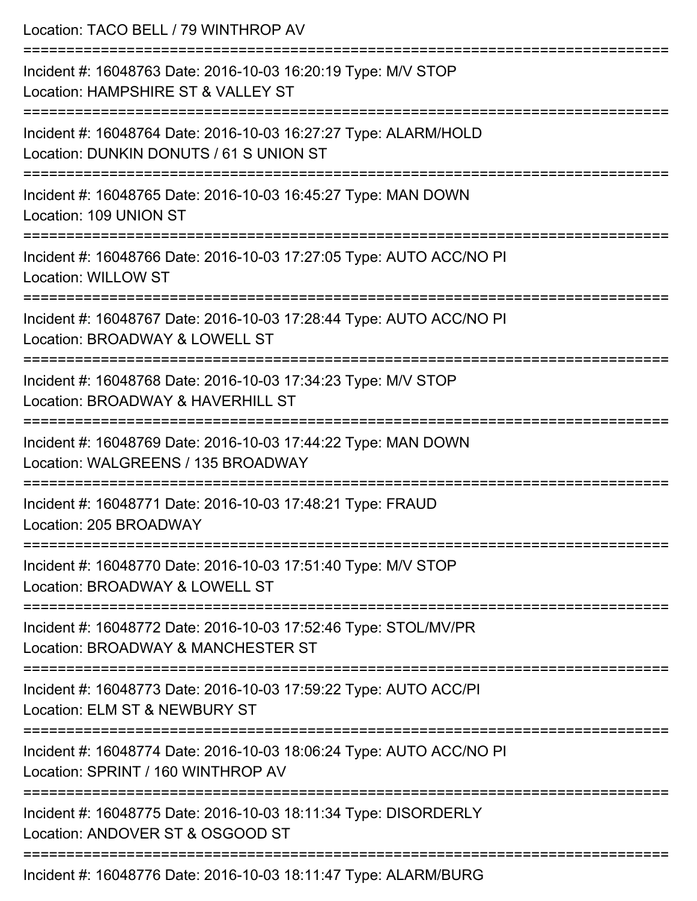Location: TACO BELL / 79 WINTHROP AV

===========================================================================

Incident #: 16048763 Date: 2016-10-03 16:20:19 Type: M/V STOP
Location: HAMPSHIRE ST & VALLEY ST

===========================================================================

Incident #: 16048764 Date: 2016-10-03 16:27:27 Type: ALARM/HOLD
Location: DUNKIN DONUTS / 61 S UNION ST

===========================================================================

Incident #: 16048765 Date: 2016-10-03 16:45:27 Type: MAN DOWN
Location: 109 UNION ST

===========================================================================

Incident #: 16048766 Date: 2016-10-03 17:27:05 Type: AUTO ACC/NO PI
Location: WILLOW ST

===========================================================================

Incident #: 16048767 Date: 2016-10-03 17:28:44 Type: AUTO ACC/NO PI
Location: BROADWAY & LOWELL ST

===========================================================================

Incident #: 16048768 Date: 2016-10-03 17:34:23 Type: M/V STOP
Location: BROADWAY & HAVERHILL ST

===========================================================================

Incident #: 16048769 Date: 2016-10-03 17:44:22 Type: MAN DOWN
Location: WALGREENS / 135 BROADWAY

===========================================================================

Incident #: 16048771 Date: 2016-10-03 17:48:21 Type: FRAUD
Location: 205 BROADWAY

===========================================================================

Incident #: 16048770 Date: 2016-10-03 17:51:40 Type: M/V STOP
Location: BROADWAY & LOWELL ST

===========================================================================

Incident #: 16048772 Date: 2016-10-03 17:52:46 Type: STOL/MV/PR
Location: BROADWAY & MANCHESTER ST

===========================================================================

Incident #: 16048773 Date: 2016-10-03 17:59:22 Type: AUTO ACC/PI
Location: ELM ST & NEWBURY ST

===========================================================================

Incident #: 16048774 Date: 2016-10-03 18:06:24 Type: AUTO ACC/NO PI
Location: SPRINT / 160 WINTHROP AV

===========================================================================

Incident #: 16048775 Date: 2016-10-03 18:11:34 Type: DISORDERLY
Location: ANDOVER ST & OSGOOD ST

===========================================================================

Incident #: 16048776 Date: 2016-10-03 18:11:47 Type: ALARM/BURG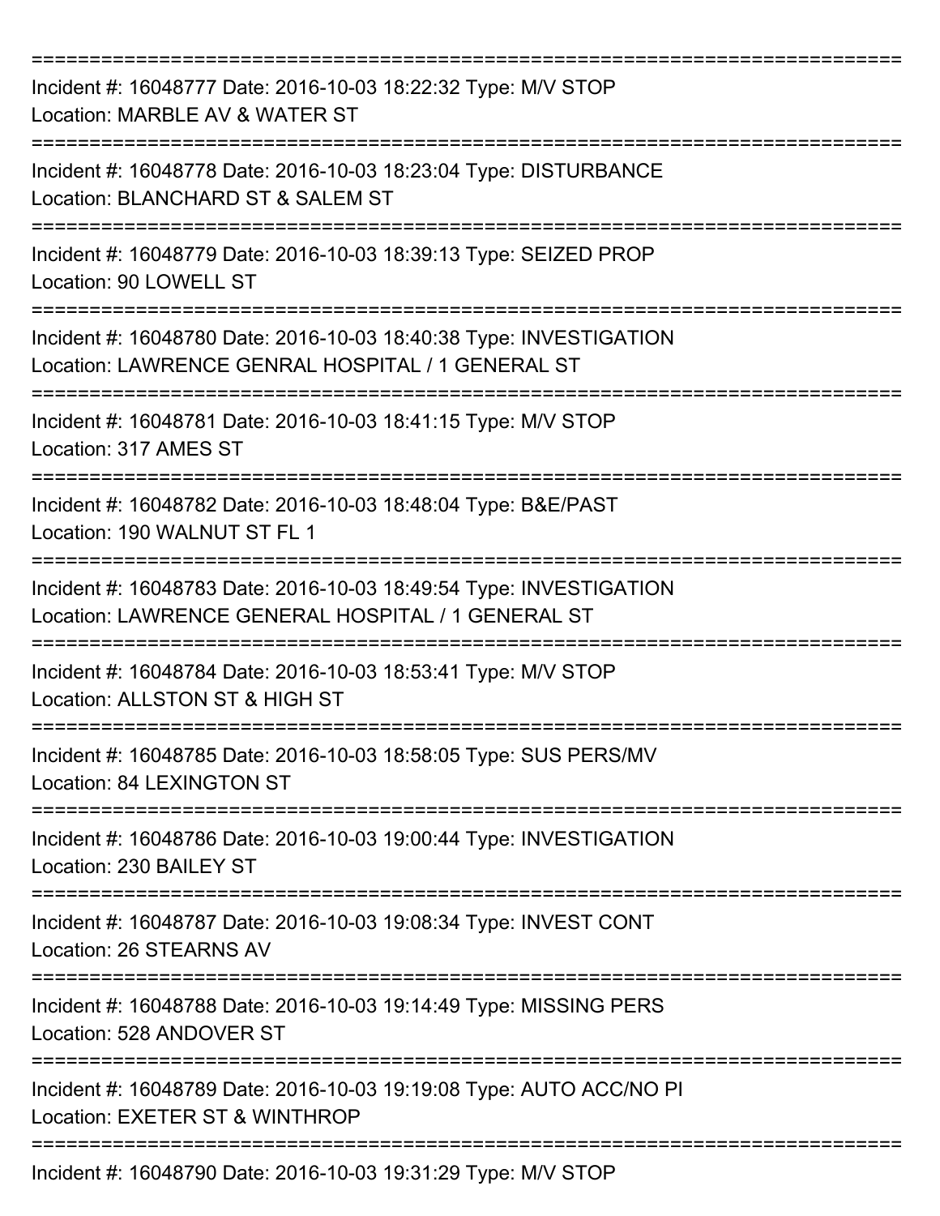===========================================================================

Incident #: 16048777 Date: 2016-10-03 18:22:32 Type: M/V STOP
Location: MARBLE AV & WATER ST

===========================================================================

Incident #: 16048778 Date: 2016-10-03 18:23:04 Type: DISTURBANCE
Location: BLANCHARD ST & SALEM ST

===========================================================================

Incident #: 16048779 Date: 2016-10-03 18:39:13 Type: SEIZED PROP
Location: 90 LOWELL ST

===========================================================================

Incident #: 16048780 Date: 2016-10-03 18:40:38 Type: INVESTIGATION
Location: LAWRENCE GENRAL HOSPITAL / 1 GENERAL ST

===========================================================================

Incident #: 16048781 Date: 2016-10-03 18:41:15 Type: M/V STOP
Location: 317 AMES ST

===========================================================================

Incident #: 16048782 Date: 2016-10-03 18:48:04 Type: B&E/PAST
Location: 190 WALNUT ST FL 1

===========================================================================

Incident #: 16048783 Date: 2016-10-03 18:49:54 Type: INVESTIGATION
Location: LAWRENCE GENERAL HOSPITAL / 1 GENERAL ST

===========================================================================

Incident #: 16048784 Date: 2016-10-03 18:53:41 Type: M/V STOP
Location: ALLSTON ST & HIGH ST

===========================================================================

Incident #: 16048785 Date: 2016-10-03 18:58:05 Type: SUS PERS/MV
Location: 84 LEXINGTON ST

===========================================================================

Incident #: 16048786 Date: 2016-10-03 19:00:44 Type: INVESTIGATION
Location: 230 BAILEY ST

===========================================================================

Incident #: 16048787 Date: 2016-10-03 19:08:34 Type: INVEST CONT
Location: 26 STEARNS AV

===========================================================================

Incident #: 16048788 Date: 2016-10-03 19:14:49 Type: MISSING PERS
Location: 528 ANDOVER ST

===========================================================================

Incident #: 16048789 Date: 2016-10-03 19:19:08 Type: AUTO ACC/NO PI
Location: EXETER ST & WINTHROP

===========================================================================

Incident #: 16048790 Date: 2016-10-03 19:31:29 Type: M/V STOP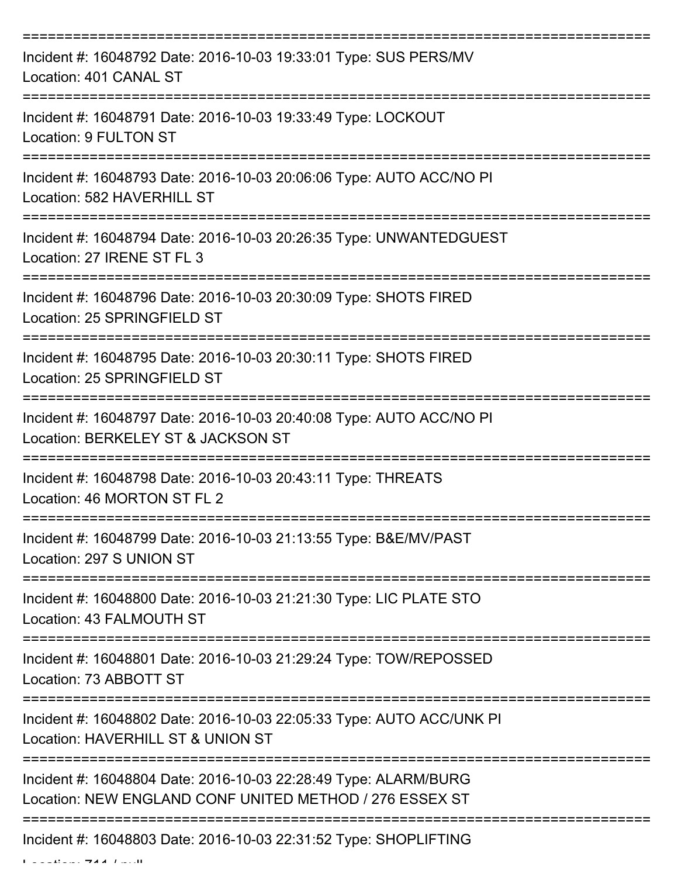===========================================================================

Incident #: 16048792 Date: 2016-10-03 19:33:01 Type: SUS PERS/MV
Location: 401 CANAL ST

===========================================================================

Incident #: 16048791 Date: 2016-10-03 19:33:49 Type: LOCKOUT
Location: 9 FULTON ST

===========================================================================

Incident #: 16048793 Date: 2016-10-03 20:06:06 Type: AUTO ACC/NO PI
Location: 582 HAVERHILL ST

===========================================================================

Incident #: 16048794 Date: 2016-10-03 20:26:35 Type: UNWANTEDGUEST
Location: 27 IRENE ST FL 3

===========================================================================

Incident #: 16048796 Date: 2016-10-03 20:30:09 Type: SHOTS FIRED
Location: 25 SPRINGFIELD ST

===========================================================================

Incident #: 16048795 Date: 2016-10-03 20:30:11 Type: SHOTS FIRED
Location: 25 SPRINGFIELD ST

===========================================================================

Incident #: 16048797 Date: 2016-10-03 20:40:08 Type: AUTO ACC/NO PI
Location: BERKELEY ST & JACKSON ST

===========================================================================

Incident #: 16048798 Date: 2016-10-03 20:43:11 Type: THREATS
Location: 46 MORTON ST FL 2

===========================================================================

Incident #: 16048799 Date: 2016-10-03 21:13:55 Type: B&E/MV/PAST
Location: 297 S UNION ST

===========================================================================

Incident #: 16048800 Date: 2016-10-03 21:21:30 Type: LIC PLATE STO
Location: 43 FALMOUTH ST

===========================================================================

Incident #: 16048801 Date: 2016-10-03 21:29:24 Type: TOW/REPOSSED
Location: 73 ABBOTT ST

===========================================================================

Incident #: 16048802 Date: 2016-10-03 22:05:33 Type: AUTO ACC/UNK PI
Location: HAVERHILL ST & UNION ST

===========================================================================

Incident #: 16048804 Date: 2016-10-03 22:28:49 Type: ALARM/BURG
Location: NEW ENGLAND CONF UNITED METHOD / 276 ESSEX ST

===========================================================================

Incident #: 16048803 Date: 2016-10-03 22:31:52 Type: SHOPLIFTING
Location: 711 / null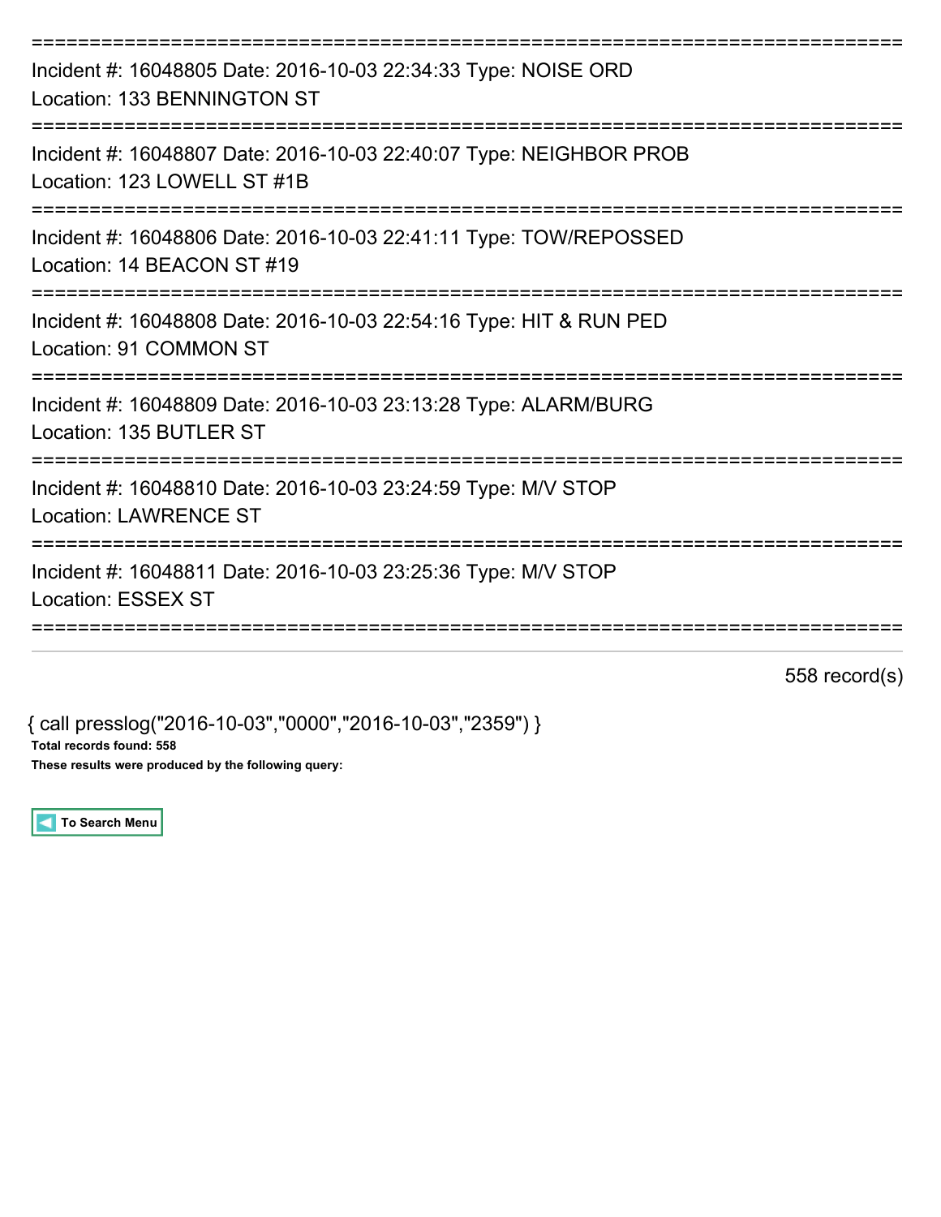Incident #: 16048805 Date: 2016-10-03 22:34:33 Type: NOISE ORD
Location: 133 BENNINGTON ST

Incident #: 16048807 Date: 2016-10-03 22:40:07 Type: NEIGHBOR PROB
Location: 123 LOWELL ST #1B

Incident #: 16048806 Date: 2016-10-03 22:41:11 Type: TOW/REPOSSED
Location: 14 BEACON ST #19

Incident #: 16048808 Date: 2016-10-03 22:54:16 Type: HIT & RUN PED
Location: 91 COMMON ST

Incident #: 16048809 Date: 2016-10-03 23:13:28 Type: ALARM/BURG
Location: 135 BUTLER ST

Incident #: 16048810 Date: 2016-10-03 23:24:59 Type: M/V STOP
Location: LAWRENCE ST

Incident #: 16048811 Date: 2016-10-03 23:25:36 Type: M/V STOP
Location: ESSEX ST

558 record(s)

{ call presslog("2016-10-03","0000","2016-10-03","2359") }

**Total records found: 558**

**These results were produced by the following query:**

To Search Menu